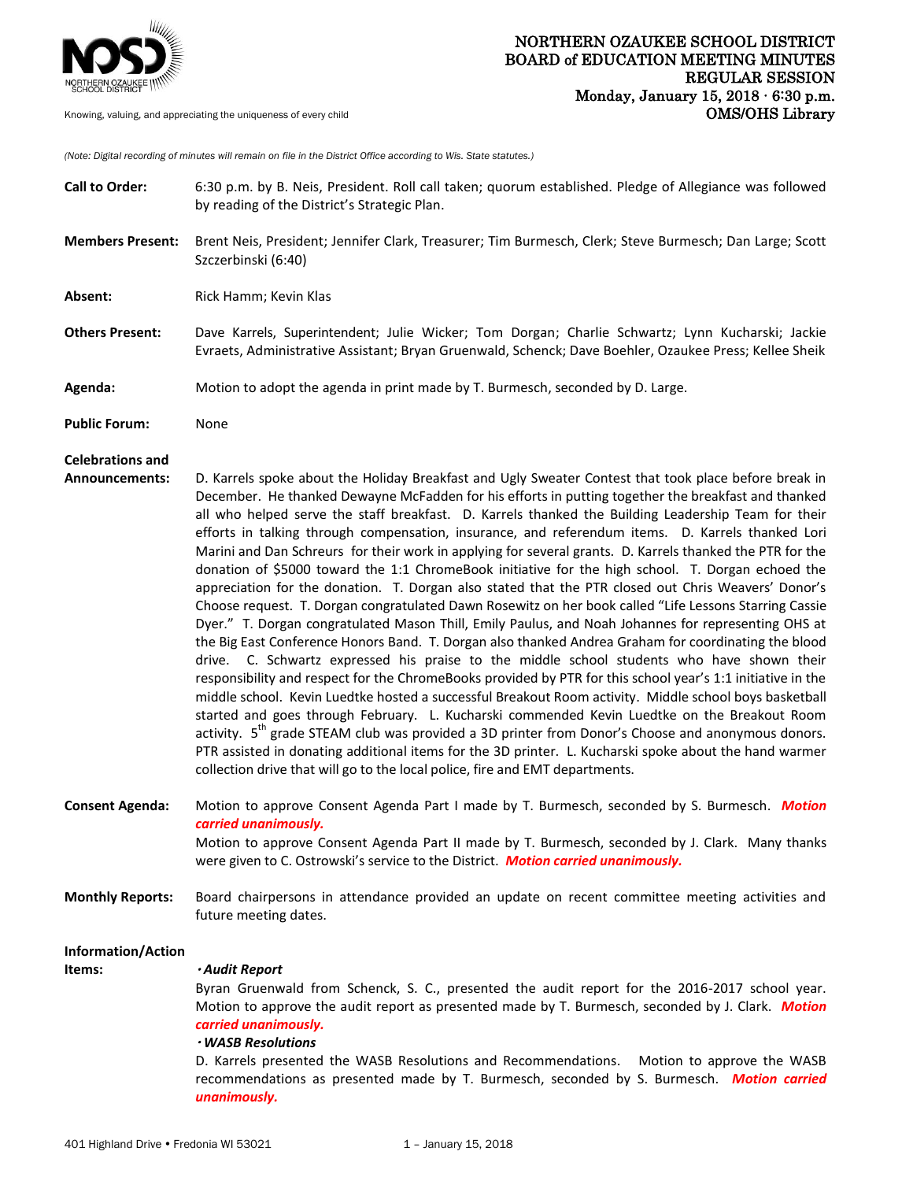# NORTHERN OZAUKEE SCHOOL DISTRICT
## BOARD of EDUCATION MEETING MINUTES
## REGULAR SESSION
**Monday, January 15, 2018 · 6:30 p.m.**
**OMS/OHS Library**

Knowing, valuing, and appreciating the uniqueness of every child

*(Note: Digital recording of minutes will remain on file in the District Office according to Wis. State statutes.)*

**Call to Order:** 6:30 p.m. by B. Neis, President. Roll call taken; quorum established. Pledge of Allegiance was followed by reading of the District's Strategic Plan.

**Members Present:** Brent Neis, President; Jennifer Clark, Treasurer; Tim Burmesch, Clerk; Steve Burmesch; Dan Large; Scott Szczerbinski (6:40)

**Absent:** Rick Hamm; Kevin Klas

**Others Present:** Dave Karrels, Superintendent; Julie Wicker; Tom Dorgan; Charlie Schwartz; Lynn Kucharski; Jackie Evraets, Administrative Assistant; Bryan Gruenwald, Schenck; Dave Boehler, Ozaukee Press; Kellee Sheik

**Agenda:** Motion to adopt the agenda in print made by T. Burmesch, seconded by D. Large.

**Public Forum:** None

**Celebrations and Announcements:** D. Karrels spoke about the Holiday Breakfast and Ugly Sweater Contest that took place before break in December. He thanked Dewayne McFadden for his efforts in putting together the breakfast and thanked all who helped serve the staff breakfast. D. Karrels thanked the Building Leadership Team for their efforts in talking through compensation, insurance, and referendum items. D. Karrels thanked Lori Marini and Dan Schreurs for their work in applying for several grants. D. Karrels thanked the PTR for the donation of $5000 toward the 1:1 ChromeBook initiative for the high school. T. Dorgan echoed the appreciation for the donation. T. Dorgan also stated that the PTR closed out Chris Weavers' Donor's Choose request. T. Dorgan congratulated Dawn Rosewitz on her book called "Life Lessons Starring Cassie Dyer." T. Dorgan congratulated Mason Thill, Emily Paulus, and Noah Johannes for representing OHS at the Big East Conference Honors Band. T. Dorgan also thanked Andrea Graham for coordinating the blood drive. C. Schwartz expressed his praise to the middle school students who have shown their responsibility and respect for the ChromeBooks provided by PTR for this school year's 1:1 initiative in the middle school. Kevin Luedtke hosted a successful Breakout Room activity. Middle school boys basketball started and goes through February. L. Kucharski commended Kevin Luedtke on the Breakout Room activity. 5th grade STEAM club was provided a 3D printer from Donor's Choose and anonymous donors. PTR assisted in donating additional items for the 3D printer. L. Kucharski spoke about the hand warmer collection drive that will go to the local police, fire and EMT departments.

**Consent Agenda:** Motion to approve Consent Agenda Part I made by T. Burmesch, seconded by S. Burmesch. ***Motion carried unanimously.***
Motion to approve Consent Agenda Part II made by T. Burmesch, seconded by J. Clark. Many thanks were given to C. Ostrowski's service to the District. ***Motion carried unanimously.***

**Monthly Reports:** Board chairpersons in attendance provided an update on recent committee meeting activities and future meeting dates.

**Information/Action Items:**

- ***Audit Report***
  Byran Gruenwald from Schenck, S. C., presented the audit report for the 2016-2017 school year. Motion to approve the audit report as presented made by T. Burmesch, seconded by J. Clark. ***Motion carried unanimously.***
- ***WASB Resolutions***
  D. Karrels presented the WASB Resolutions and Recommendations. Motion to approve the WASB recommendations as presented made by T. Burmesch, seconded by S. Burmesch. ***Motion carried unanimously.***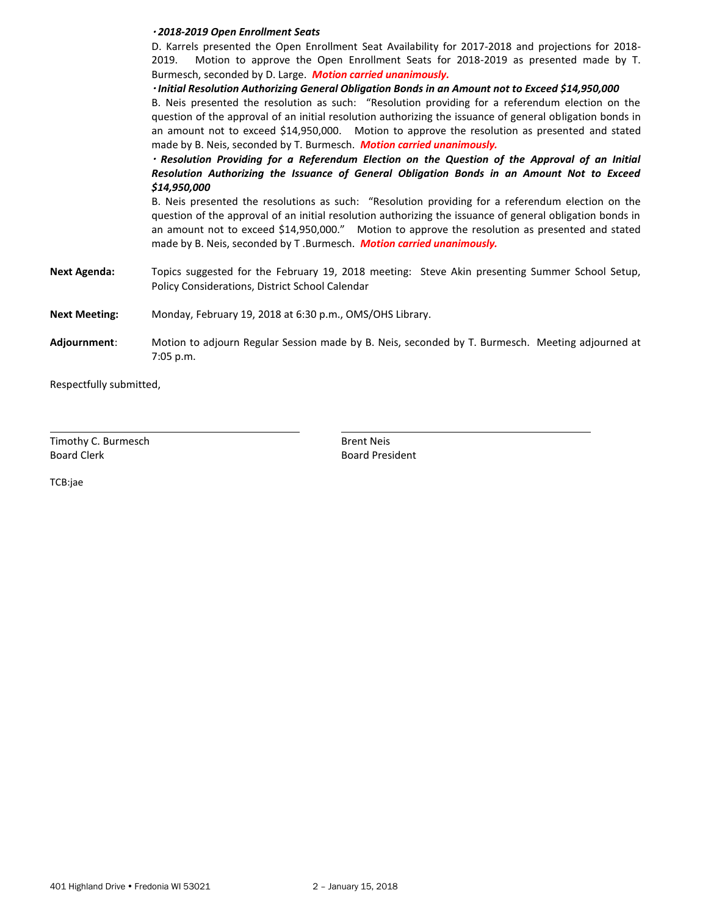**・2018-2019 Open Enrollment Seats**

D. Karrels presented the Open Enrollment Seat Availability for 2017-2018 and projections for 2018-2019. Motion to approve the Open Enrollment Seats for 2018-2019 as presented made by T. Burmesch, seconded by D. Large. ***Motion carried unanimously.***

***・Initial Resolution Authorizing General Obligation Bonds in an Amount not to Exceed $14,950,000***

B. Neis presented the resolution as such: "Resolution providing for a referendum election on the question of the approval of an initial resolution authorizing the issuance of general obligation bonds in an amount not to exceed $14,950,000. Motion to approve the resolution as presented and stated made by B. Neis, seconded by T. Burmesch. ***Motion carried unanimously.***

***・Resolution Providing for a Referendum Election on the Question of the Approval of an Initial Resolution Authorizing the Issuance of General Obligation Bonds in an Amount Not to Exceed $14,950,000***

B. Neis presented the resolutions as such: "Resolution providing for a referendum election on the question of the approval of an initial resolution authorizing the issuance of general obligation bonds in an amount not to exceed $14,950,000." Motion to approve the resolution as presented and stated made by B. Neis, seconded by T .Burmesch. ***Motion carried unanimously.***

**Next Agenda:** Topics suggested for the February 19, 2018 meeting: Steve Akin presenting Summer School Setup, Policy Considerations, District School Calendar

**Next Meeting:** Monday, February 19, 2018 at 6:30 p.m., OMS/OHS Library.

**Adjournment**: Motion to adjourn Regular Session made by B. Neis, seconded by T. Burmesch. Meeting adjourned at 7:05 p.m.

Respectfully submitted,

Timothy C. Burmesch
Board Clerk

Brent Neis
Board President

TCB:jae

401 Highland Drive • Fredonia WI 53021

2 – January 15, 2018